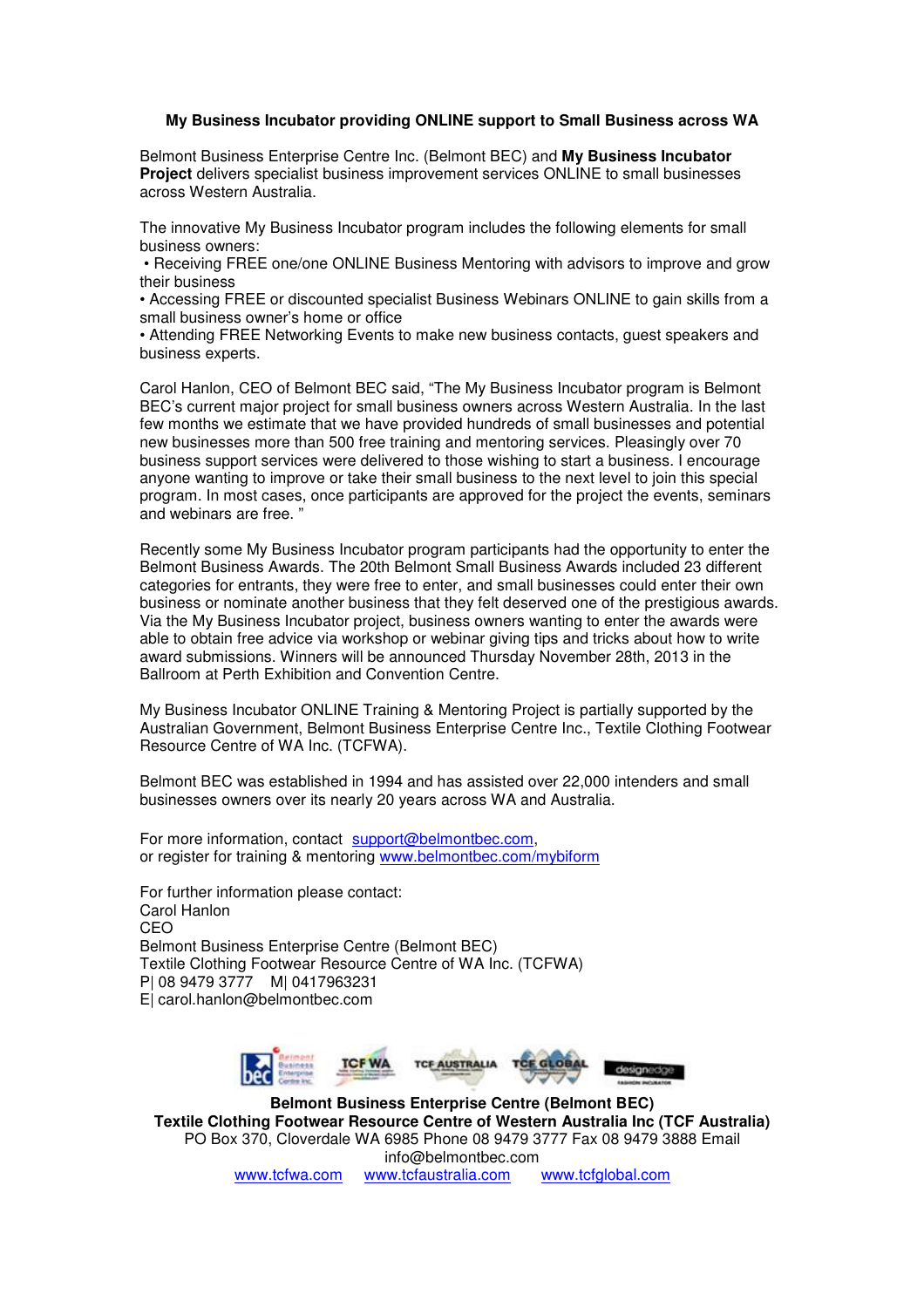**My Business Incubator providing ONLINE support to Small Business across WA**

Belmont Business Enterprise Centre Inc. (Belmont BEC) and **My Business Incubator Project** delivers specialist business improvement services ONLINE to small businesses across Western Australia.

The innovative My Business Incubator program includes the following elements for small business owners:

- Receiving FREE one/one ONLINE Business Mentoring with advisors to improve and grow their business
- Accessing FREE or discounted specialist Business Webinars ONLINE to gain skills from a small business owner's home or office
- Attending FREE Networking Events to make new business contacts, guest speakers and business experts.

Carol Hanlon, CEO of Belmont BEC said, "The My Business Incubator program is Belmont BEC's current major project for small business owners across Western Australia. In the last few months we estimate that we have provided hundreds of small businesses and potential new businesses more than 500 free training and mentoring services. Pleasingly over 70 business support services were delivered to those wishing to start a business. I encourage anyone wanting to improve or take their small business to the next level to join this special program. In most cases, once participants are approved for the project the events, seminars and webinars are free. "

Recently some My Business Incubator program participants had the opportunity to enter the Belmont Business Awards. The 20th Belmont Small Business Awards included 23 different categories for entrants, they were free to enter, and small businesses could enter their own business or nominate another business that they felt deserved one of the prestigious awards. Via the My Business Incubator project, business owners wanting to enter the awards were able to obtain free advice via workshop or webinar giving tips and tricks about how to write award submissions. Winners will be announced Thursday November 28th, 2013 in the Ballroom at Perth Exhibition and Convention Centre.

My Business Incubator ONLINE Training & Mentoring Project is partially supported by the Australian Government, Belmont Business Enterprise Centre Inc., Textile Clothing Footwear Resource Centre of WA Inc. (TCFWA).

Belmont BEC was established in 1994 and has assisted over 22,000 intenders and small businesses owners over its nearly 20 years across WA and Australia.

For more information, contact support@belmontbec.com,
or register for training & mentoring www.belmontbec.com/mybiform

For further information please contact:
Carol Hanlon
CEO
Belmont Business Enterprise Centre (Belmont BEC)
Textile Clothing Footwear Resource Centre of WA Inc. (TCFWA)
P| 08 9479 3777 M| 0417963231
E| carol.hanlon@belmontbec.com

**Belmont Business Enterprise Centre (Belmont BEC)**
**Textile Clothing Footwear Resource Centre of Western Australia Inc (TCF Australia)**
PO Box 370, Cloverdale WA 6985 Phone 08 9479 3777 Fax 08 9479 3888 Email info@belmontbec.com
www.tcfwa.com www.tcfaustralia.com www.tcfglobal.com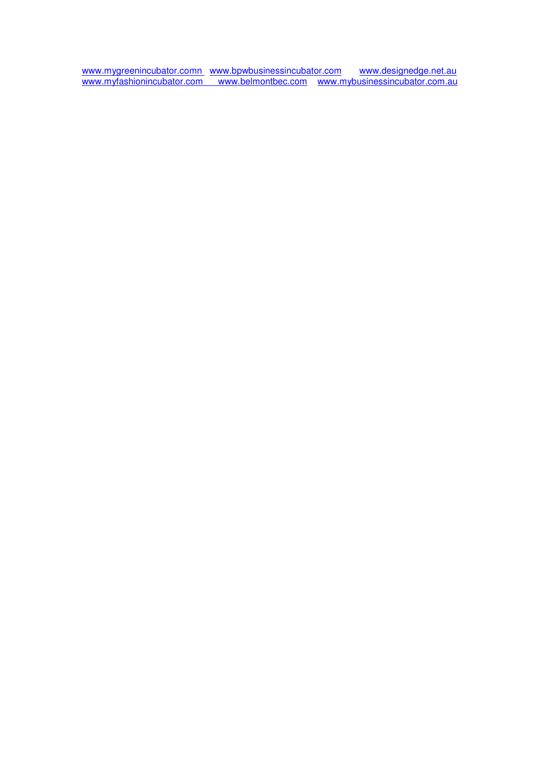www.mygreenincubator.comn   www.bpwbusinessincubator.com   www.designedge.net.au
www.myfashionincubator.com   www.belmontbec.com   www.mybusinessincubator.com.au